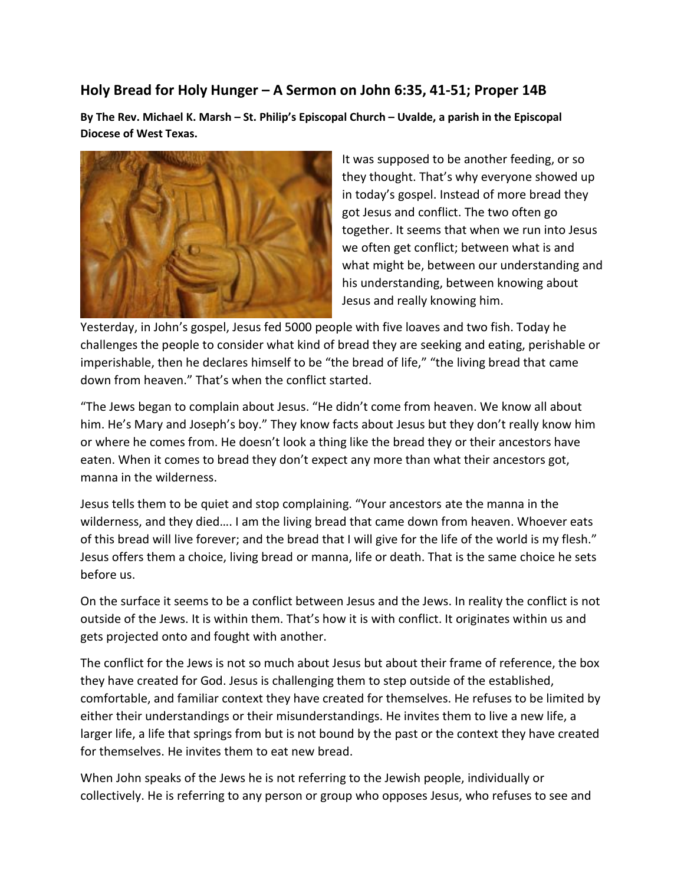## Holy Bread for Holy Hunger – A Sermon on John 6:35, 41-51; Proper 14B

**By The Rev. Michael K. Marsh – St. Philip's Episcopal Church – Uvalde, a parish in the Episcopal Diocese of West Texas.**

It was supposed to be another feeding, or so they thought. That's why everyone showed up in today's gospel. Instead of more bread they got Jesus and conflict. The two often go together. It seems that when we run into Jesus we often get conflict; between what is and what might be, between our understanding and his understanding, between knowing about Jesus and really knowing him.

Yesterday, in John's gospel, Jesus fed 5000 people with five loaves and two fish. Today he challenges the people to consider what kind of bread they are seeking and eating, perishable or imperishable, then he declares himself to be "the bread of life," "the living bread that came down from heaven." That's when the conflict started.

"The Jews began to complain about Jesus. "He didn't come from heaven. We know all about him. He's Mary and Joseph's boy." They know facts about Jesus but they don't really know him or where he comes from. He doesn't look a thing like the bread they or their ancestors have eaten. When it comes to bread they don't expect any more than what their ancestors got, manna in the wilderness.

Jesus tells them to be quiet and stop complaining. "Your ancestors ate the manna in the wilderness, and they died…. I am the living bread that came down from heaven. Whoever eats of this bread will live forever; and the bread that I will give for the life of the world is my flesh." Jesus offers them a choice, living bread or manna, life or death. That is the same choice he sets before us.

On the surface it seems to be a conflict between Jesus and the Jews. In reality the conflict is not outside of the Jews. It is within them. That's how it is with conflict. It originates within us and gets projected onto and fought with another.

The conflict for the Jews is not so much about Jesus but about their frame of reference, the box they have created for God. Jesus is challenging them to step outside of the established, comfortable, and familiar context they have created for themselves. He refuses to be limited by either their understandings or their misunderstandings. He invites them to live a new life, a larger life, a life that springs from but is not bound by the past or the context they have created for themselves. He invites them to eat new bread.

When John speaks of the Jews he is not referring to the Jewish people, individually or collectively. He is referring to any person or group who opposes Jesus, who refuses to see and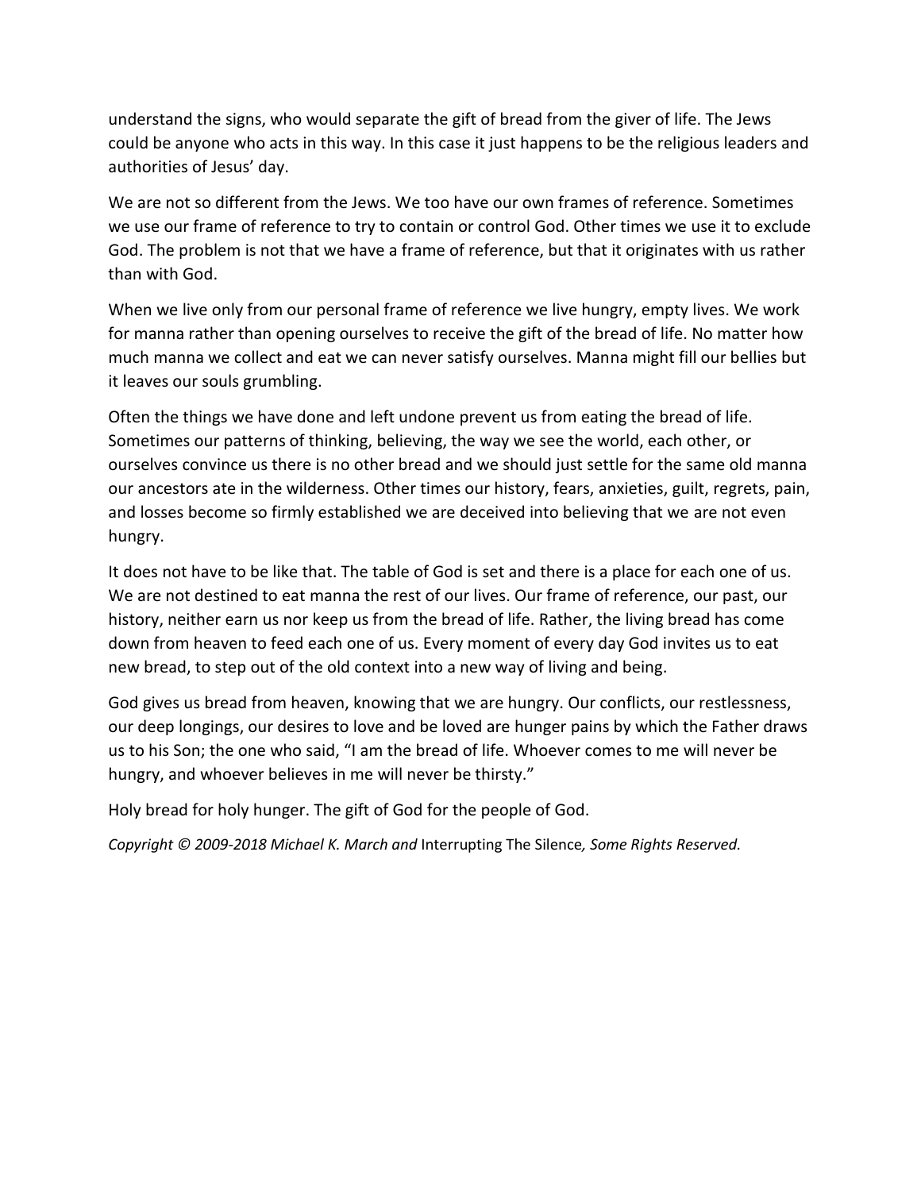understand the signs, who would separate the gift of bread from the giver of life. The Jews could be anyone who acts in this way. In this case it just happens to be the religious leaders and authorities of Jesus' day.

We are not so different from the Jews. We too have our own frames of reference. Sometimes we use our frame of reference to try to contain or control God. Other times we use it to exclude God. The problem is not that we have a frame of reference, but that it originates with us rather than with God.

When we live only from our personal frame of reference we live hungry, empty lives. We work for manna rather than opening ourselves to receive the gift of the bread of life. No matter how much manna we collect and eat we can never satisfy ourselves. Manna might fill our bellies but it leaves our souls grumbling.

Often the things we have done and left undone prevent us from eating the bread of life. Sometimes our patterns of thinking, believing, the way we see the world, each other, or ourselves convince us there is no other bread and we should just settle for the same old manna our ancestors ate in the wilderness. Other times our history, fears, anxieties, guilt, regrets, pain, and losses become so firmly established we are deceived into believing that we are not even hungry.

It does not have to be like that. The table of God is set and there is a place for each one of us. We are not destined to eat manna the rest of our lives. Our frame of reference, our past, our history, neither earn us nor keep us from the bread of life. Rather, the living bread has come down from heaven to feed each one of us. Every moment of every day God invites us to eat new bread, to step out of the old context into a new way of living and being.

God gives us bread from heaven, knowing that we are hungry. Our conflicts, our restlessness, our deep longings, our desires to love and be loved are hunger pains by which the Father draws us to his Son; the one who said, "I am the bread of life. Whoever comes to me will never be hungry, and whoever believes in me will never be thirsty."

Holy bread for holy hunger. The gift of God for the people of God.

*Copyright © 2009-2018 Michael K. March and* Interrupting The Silence*, Some Rights Reserved.*